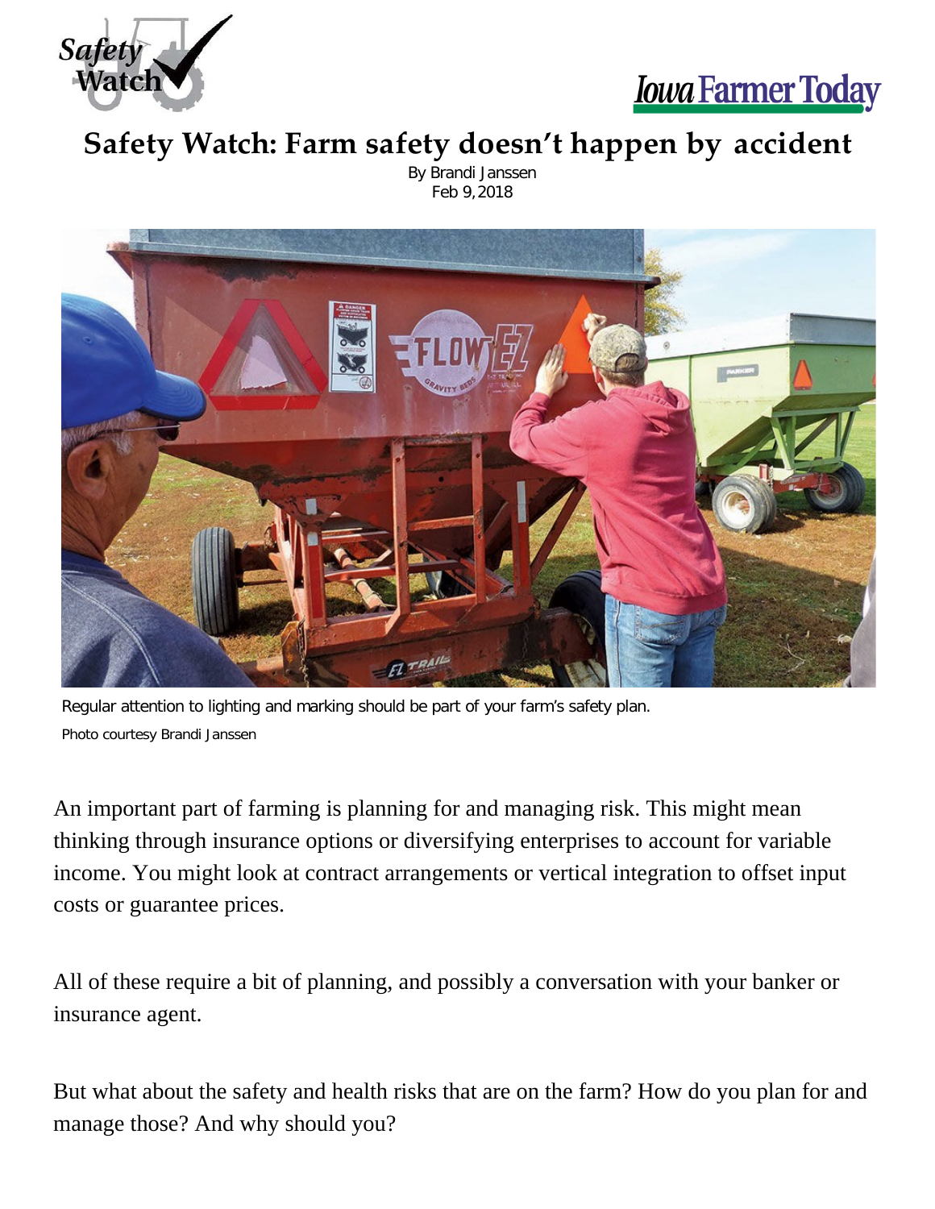# Safety Watch: Farm safety doesn't happen by accident

By Brandi Janssen
Feb 9, 2018

Regular attention to lighting and marking should be part of your farm's safety plan.
Photo courtesy Brandi Janssen

An important part of farming is planning for and managing risk. This might mean thinking through insurance options or diversifying enterprises to account for variable income. You might look at contract arrangements or vertical integration to offset input costs or guarantee prices.

All of these require a bit of planning, and possibly a conversation with your banker or insurance agent.

But what about the safety and health risks that are on the farm? How do you plan for and manage those? And why should you?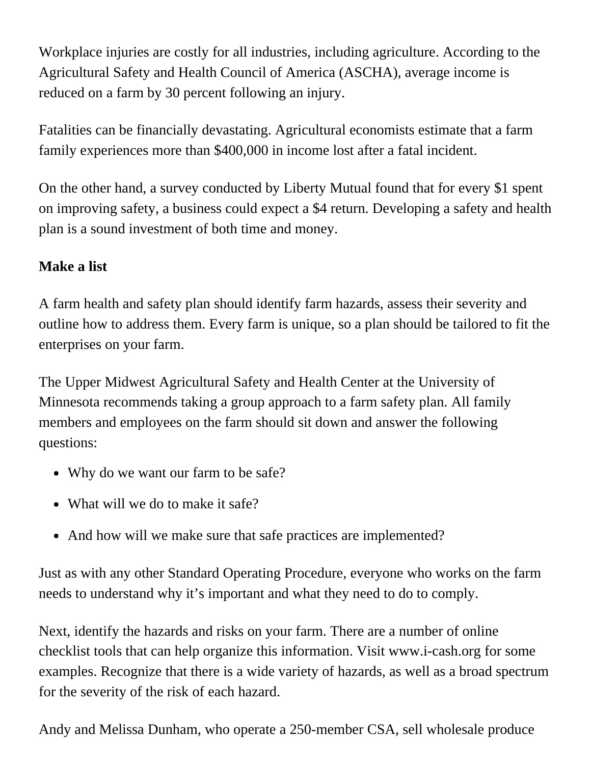Workplace injuries are costly for all industries, including agriculture. According to the Agricultural Safety and Health Council of America (ASCHA), average income is reduced on a farm by 30 percent following an injury.

Fatalities can be financially devastating. Agricultural economists estimate that a farm family experiences more than $400,000 in income lost after a fatal incident.

On the other hand, a survey conducted by Liberty Mutual found that for every $1 spent on improving safety, a business could expect a $4 return. Developing a safety and health plan is a sound investment of both time and money.

**Make a list**

A farm health and safety plan should identify farm hazards, assess their severity and outline how to address them. Every farm is unique, so a plan should be tailored to fit the enterprises on your farm.

The Upper Midwest Agricultural Safety and Health Center at the University of Minnesota recommends taking a group approach to a farm safety plan. All family members and employees on the farm should sit down and answer the following questions:

- Why do we want our farm to be safe?
- What will we do to make it safe?
- And how will we make sure that safe practices are implemented?

Just as with any other Standard Operating Procedure, everyone who works on the farm needs to understand why it's important and what they need to do to comply.

Next, identify the hazards and risks on your farm. There are a number of online checklist tools that can help organize this information. Visit www.i-cash.org for some examples. Recognize that there is a wide variety of hazards, as well as a broad spectrum for the severity of the risk of each hazard.

Andy and Melissa Dunham, who operate a 250-member CSA, sell wholesale produce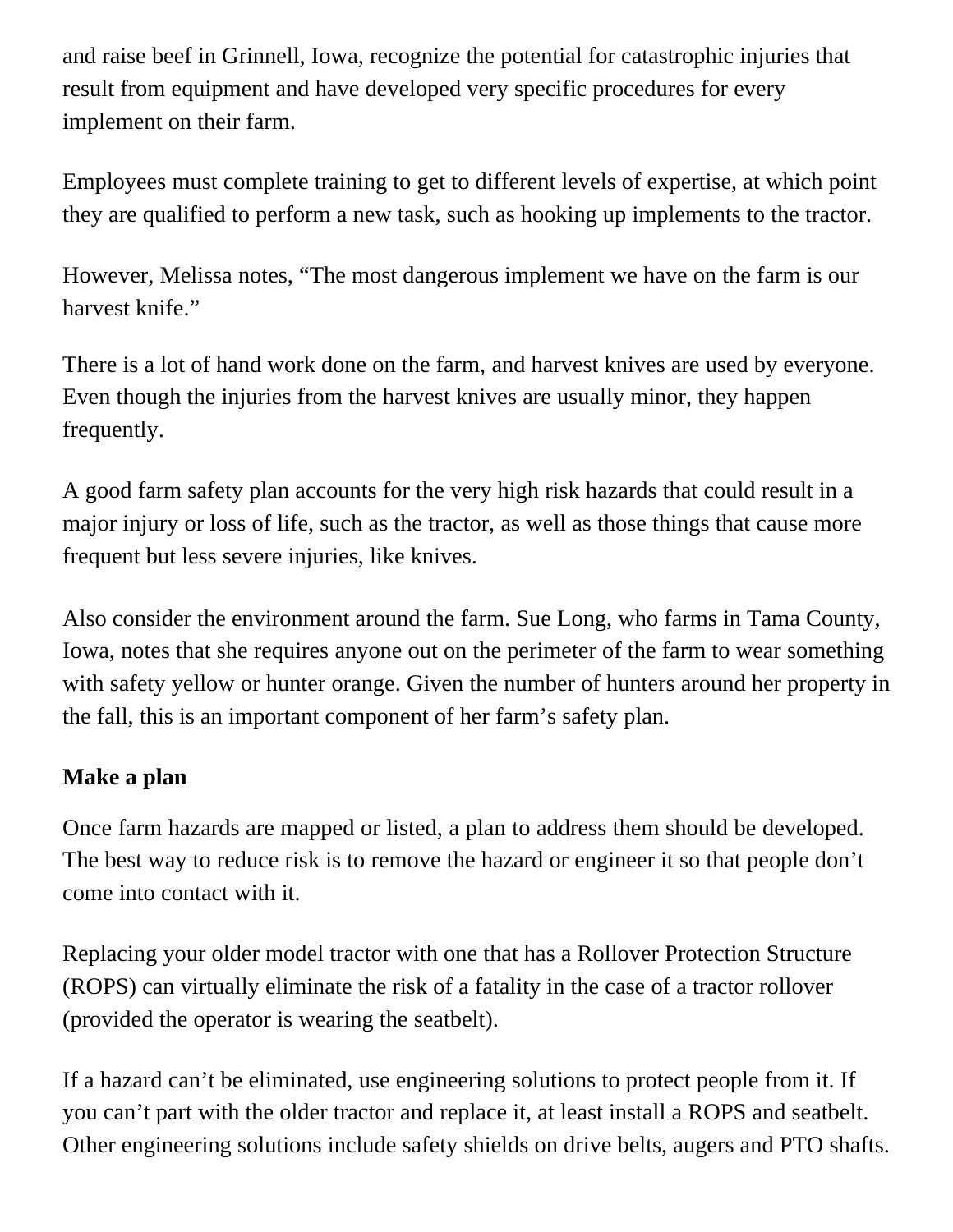and raise beef in Grinnell, Iowa, recognize the potential for catastrophic injuries that result from equipment and have developed very specific procedures for every implement on their farm.

Employees must complete training to get to different levels of expertise, at which point they are qualified to perform a new task, such as hooking up implements to the tractor.

However, Melissa notes, “The most dangerous implement we have on the farm is our harvest knife.”

There is a lot of hand work done on the farm, and harvest knives are used by everyone. Even though the injuries from the harvest knives are usually minor, they happen frequently.

A good farm safety plan accounts for the very high risk hazards that could result in a major injury or loss of life, such as the tractor, as well as those things that cause more frequent but less severe injuries, like knives.

Also consider the environment around the farm. Sue Long, who farms in Tama County, Iowa, notes that she requires anyone out on the perimeter of the farm to wear something with safety yellow or hunter orange. Given the number of hunters around her property in the fall, this is an important component of her farm’s safety plan.

**Make a plan**

Once farm hazards are mapped or listed, a plan to address them should be developed. The best way to reduce risk is to remove the hazard or engineer it so that people don’t come into contact with it.

Replacing your older model tractor with one that has a Rollover Protection Structure (ROPS) can virtually eliminate the risk of a fatality in the case of a tractor rollover (provided the operator is wearing the seatbelt).

If a hazard can’t be eliminated, use engineering solutions to protect people from it. If you can’t part with the older tractor and replace it, at least install a ROPS and seatbelt. Other engineering solutions include safety shields on drive belts, augers and PTO shafts.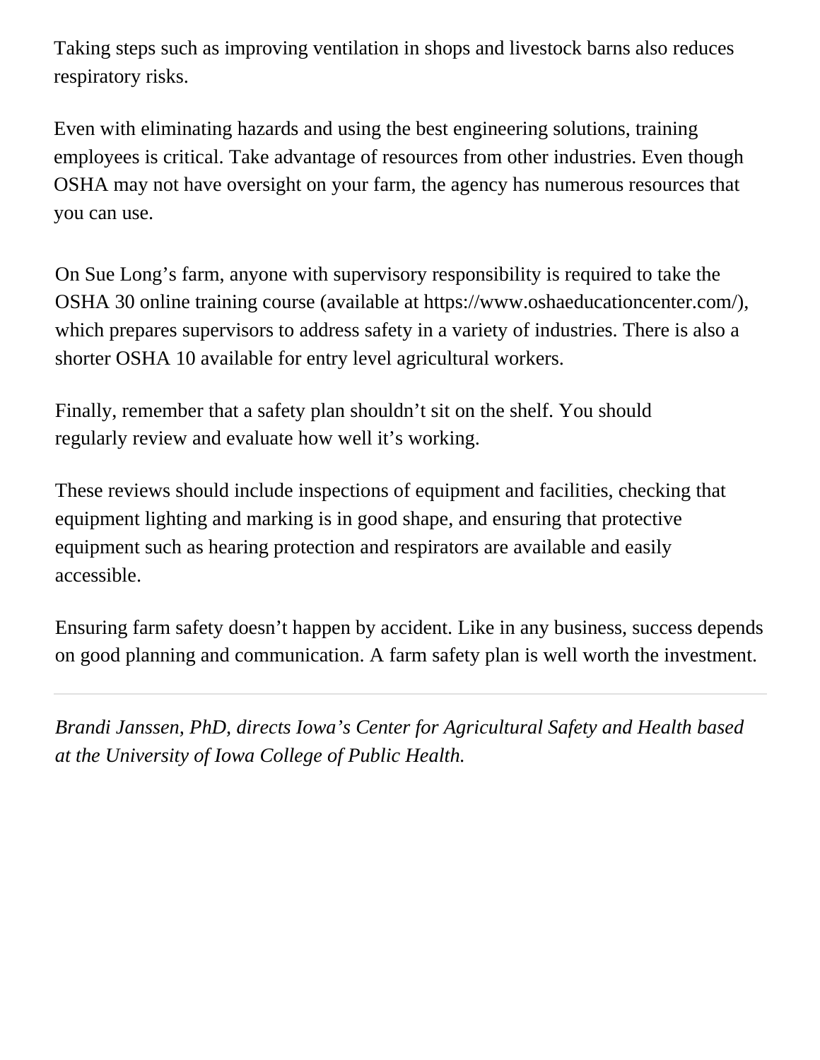Taking steps such as improving ventilation in shops and livestock barns also reduces respiratory risks.

Even with eliminating hazards and using the best engineering solutions, training employees is critical. Take advantage of resources from other industries. Even though OSHA may not have oversight on your farm, the agency has numerous resources that you can use.

On Sue Long's farm, anyone with supervisory responsibility is required to take the OSHA 30 online training course (available at https://www.oshaeducationcenter.com/), which prepares supervisors to address safety in a variety of industries. There is also a shorter OSHA 10 available for entry level agricultural workers.

Finally, remember that a safety plan shouldn't sit on the shelf. You should regularly review and evaluate how well it's working.

These reviews should include inspections of equipment and facilities, checking that equipment lighting and marking is in good shape, and ensuring that protective equipment such as hearing protection and respirators are available and easily accessible.

Ensuring farm safety doesn't happen by accident. Like in any business, success depends on good planning and communication. A farm safety plan is well worth the investment.

---

*Brandi Janssen, PhD, directs Iowa's Center for Agricultural Safety and Health based at the University of Iowa College of Public Health.*